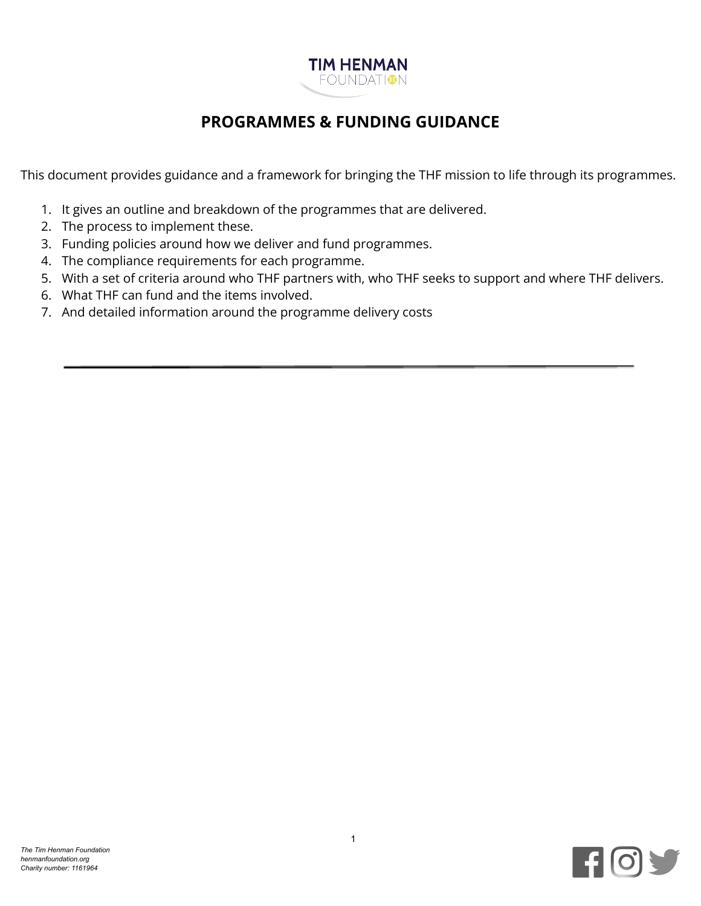TIM HENMAN
FOUNDATION

# PROGRAMMES & FUNDING GUIDANCE

This document provides guidance and a framework for bringing the THF mission to life through its programmes.

1. It gives an outline and breakdown of the programmes that are delivered.
2. The process to implement these.
3. Funding policies around how we deliver and fund programmes.
4. The compliance requirements for each programme.
5. With a set of criteria around who THF partners with, who THF seeks to support and where THF delivers.
6. What THF can fund and the items involved.
7. And detailed information around the programme delivery costs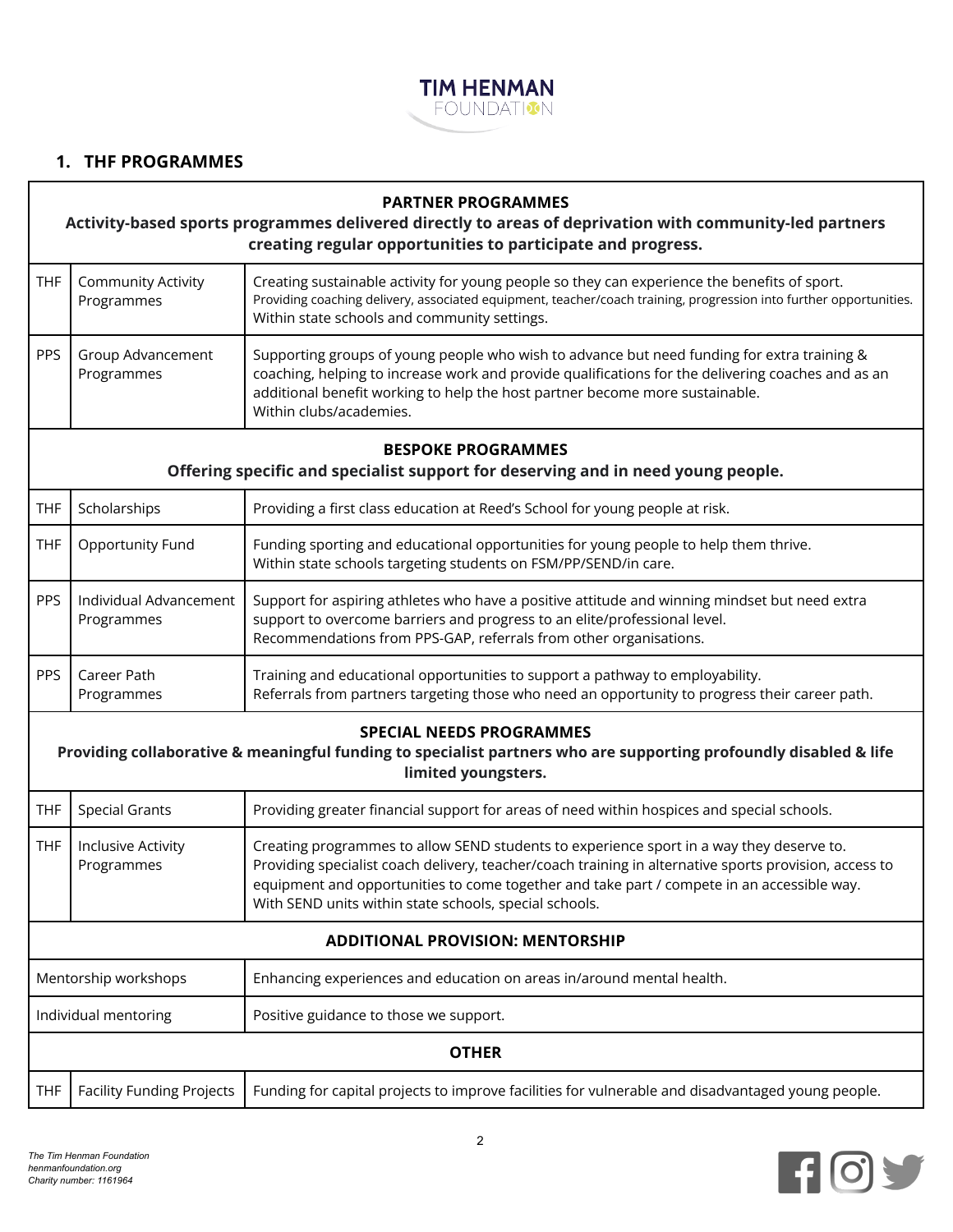## 1. THF PROGRAMMES

| | | |
|---|---|---|
| **PARTNER PROGRAMMES**<br>**Activity-based sports programmes delivered directly to areas of deprivation with community-led partners creating regular opportunities to participate and progress.** | | |
| THF | Community Activity Programmes | Creating sustainable activity for young people so they can experience the benefits of sport.<br>Providing coaching delivery, associated equipment, teacher/coach training, progression into further opportunities.<br>Within state schools and community settings. |
| PPS | Group Advancement Programmes | Supporting groups of young people who wish to advance but need funding for extra training & coaching, helping to increase work and provide qualifications for the delivering coaches and as an additional benefit working to help the host partner become more sustainable.<br>Within clubs/academies. |
| **BESPOKE PROGRAMMES**<br>**Offering specific and specialist support for deserving and in need young people.** | | |
| THF | Scholarships | Providing a first class education at Reed's School for young people at risk. |
| THF | Opportunity Fund | Funding sporting and educational opportunities for young people to help them thrive.<br>Within state schools targeting students on FSM/PP/SEND/in care. |
| PPS | Individual Advancement Programmes | Support for aspiring athletes who have a positive attitude and winning mindset but need extra support to overcome barriers and progress to an elite/professional level.<br>Recommendations from PPS-GAP, referrals from other organisations. |
| PPS | Career Path Programmes | Training and educational opportunities to support a pathway to employability.<br>Referrals from partners targeting those who need an opportunity to progress their career path. |
| **SPECIAL NEEDS PROGRAMMES**<br>**Providing collaborative & meaningful funding to specialist partners who are supporting profoundly disabled & life limited youngsters.** | | |
| THF | Special Grants | Providing greater financial support for areas of need within hospices and special schools. |
| THF | Inclusive Activity Programmes | Creating programmes to allow SEND students to experience sport in a way they deserve to.<br>Providing specialist coach delivery, teacher/coach training in alternative sports provision, access to equipment and opportunities to come together and take part / compete in an accessible way.<br>With SEND units within state schools, special schools. |
| **ADDITIONAL PROVISION: MENTORSHIP** | | |
| Mentorship workshops | | Enhancing experiences and education on areas in/around mental health. |
| Individual mentoring | | Positive guidance to those we support. |
| **OTHER** | | |
| THF | Facility Funding Projects | Funding for capital projects to improve facilities for vulnerable and disadvantaged young people. |

*The Tim Henman Foundation*
*henmanfoundation.org*
*Charity number: 1161964*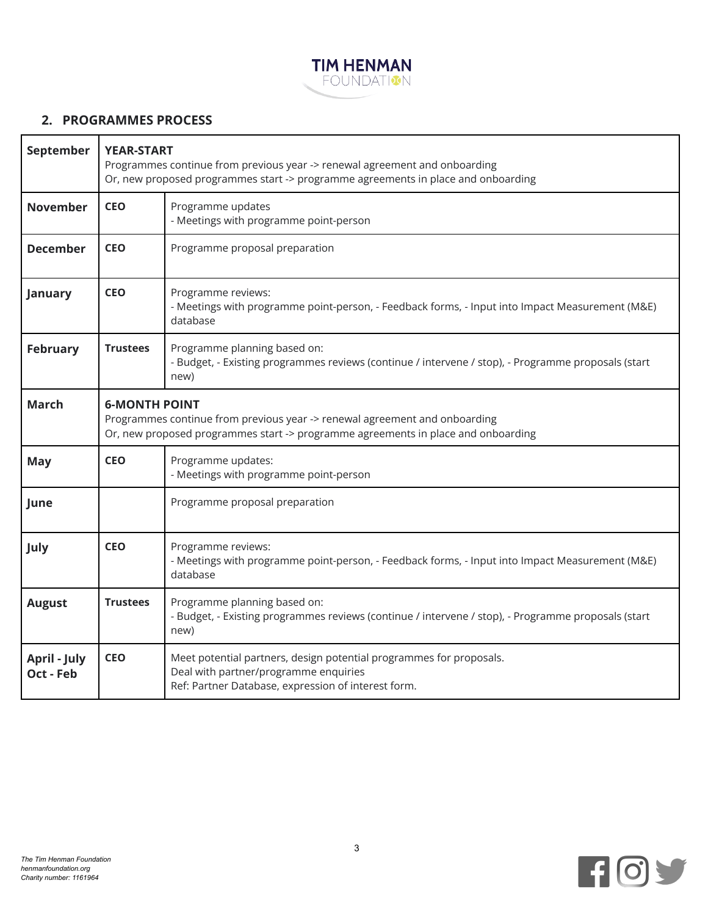## 2. PROGRAMMES PROCESS

| Month | Responsible | Activity |
|---|---|---|
| **September** | **YEAR-START**<br>Programmes continue from previous year -> renewal agreement and onboarding<br>Or, new proposed programmes start -> programme agreements in place and onboarding | |
| **November** | **CEO** | Programme updates<br>- Meetings with programme point-person |
| **December** | **CEO** | Programme proposal preparation |
| **January** | **CEO** | Programme reviews:<br>- Meetings with programme point-person, - Feedback forms, - Input into Impact Measurement (M&E) database |
| **February** | **Trustees** | Programme planning based on:<br>- Budget, - Existing programmes reviews (continue / intervene / stop), - Programme proposals (start new) |
| **March** | **6-MONTH POINT**<br>Programmes continue from previous year -> renewal agreement and onboarding<br>Or, new proposed programmes start -> programme agreements in place and onboarding | |
| **May** | **CEO** | Programme updates:<br>- Meetings with programme point-person |
| **June** | | Programme proposal preparation |
| **July** | **CEO** | Programme reviews:<br>- Meetings with programme point-person, - Feedback forms, - Input into Impact Measurement (M&E) database |
| **August** | **Trustees** | Programme planning based on:<br>- Budget, - Existing programmes reviews (continue / intervene / stop), - Programme proposals (start new) |
| **April - July**<br>**Oct - Feb** | **CEO** | Meet potential partners, design potential programmes for proposals.<br>Deal with partner/programme enquiries<br>Ref: Partner Database, expression of interest form. |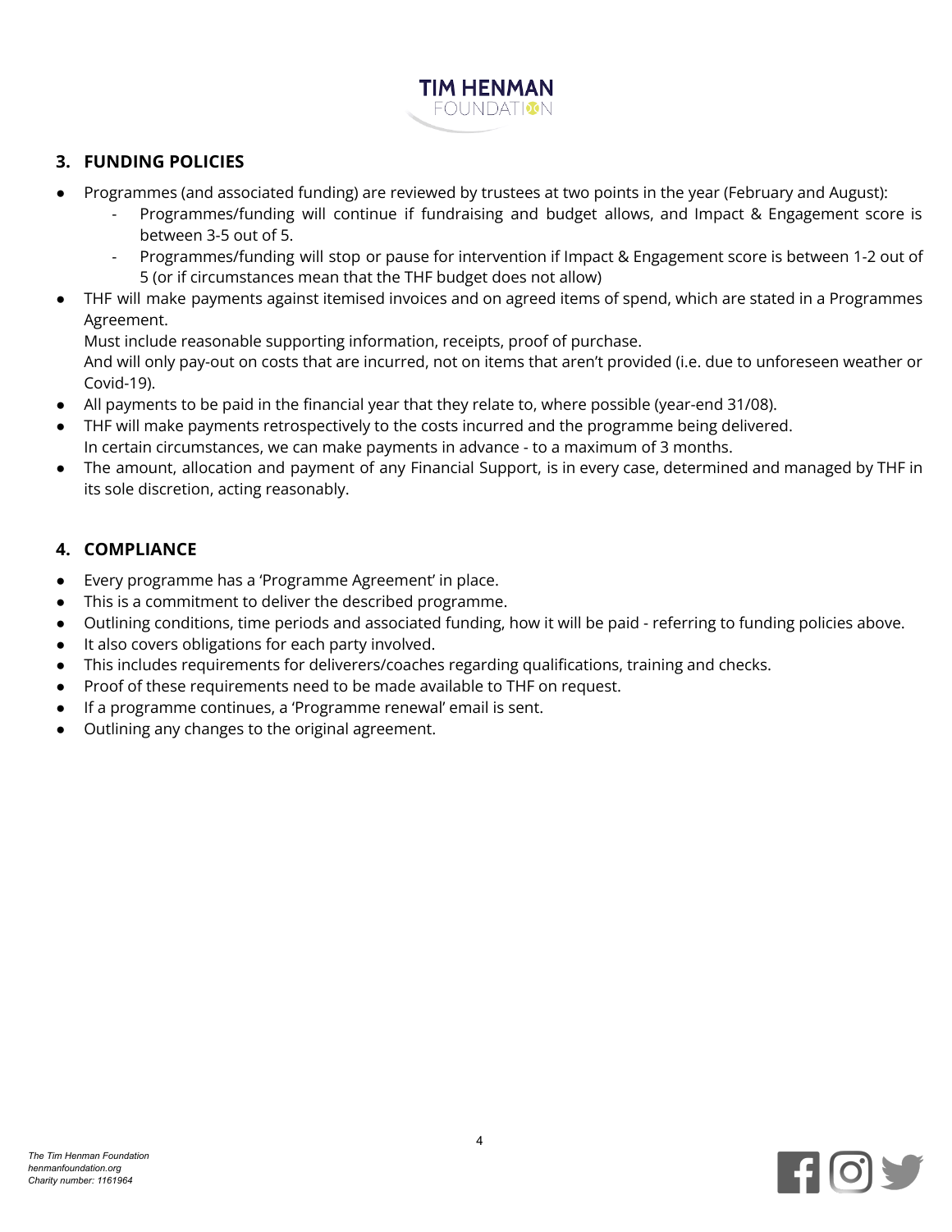## 3. FUNDING POLICIES

- Programmes (and associated funding) are reviewed by trustees at two points in the year (February and August):
  - Programmes/funding will continue if fundraising and budget allows, and Impact & Engagement score is between 3-5 out of 5.
  - Programmes/funding will stop or pause for intervention if Impact & Engagement score is between 1-2 out of 5 (or if circumstances mean that the THF budget does not allow)
- THF will make payments against itemised invoices and on agreed items of spend, which are stated in a Programmes Agreement.
  Must include reasonable supporting information, receipts, proof of purchase.
  And will only pay-out on costs that are incurred, not on items that aren't provided (i.e. due to unforeseen weather or Covid-19).
- All payments to be paid in the financial year that they relate to, where possible (year-end 31/08).
- THF will make payments retrospectively to the costs incurred and the programme being delivered.
  In certain circumstances, we can make payments in advance - to a maximum of 3 months.
- The amount, allocation and payment of any Financial Support, is in every case, determined and managed by THF in its sole discretion, acting reasonably.

## 4. COMPLIANCE

- Every programme has a 'Programme Agreement' in place.
- This is a commitment to deliver the described programme.
- Outlining conditions, time periods and associated funding, how it will be paid - referring to funding policies above.
- It also covers obligations for each party involved.
- This includes requirements for deliverers/coaches regarding qualifications, training and checks.
- Proof of these requirements need to be made available to THF on request.
- If a programme continues, a 'Programme renewal' email is sent.
- Outlining any changes to the original agreement.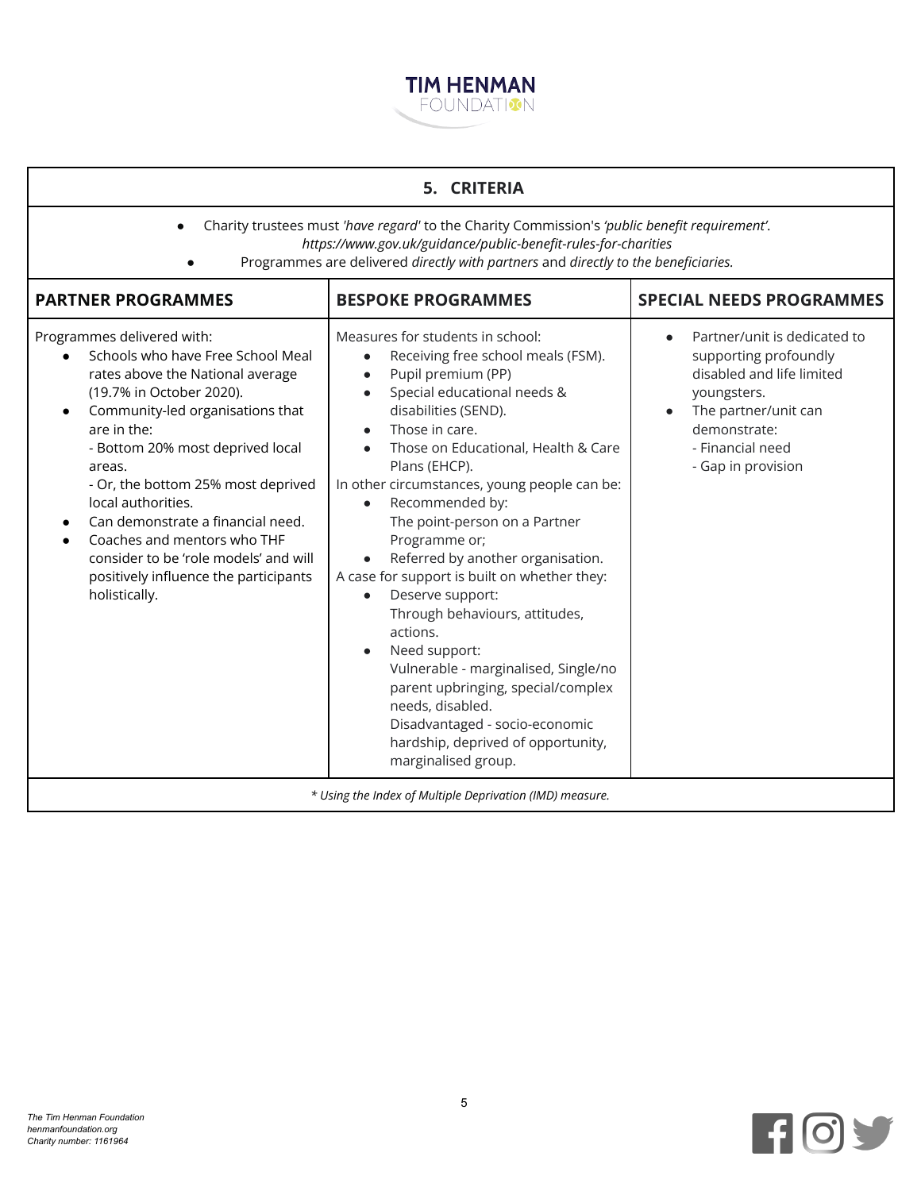## 5. CRITERIA

- Charity trustees must *'have regard'* to the Charity Commission's *'public benefit requirement'*. *https://www.gov.uk/guidance/public-benefit-rules-for-charities*
- Programmes are delivered *directly with partners* and *directly to the beneficiaries.*

| PARTNER PROGRAMMES | BESPOKE PROGRAMMES | SPECIAL NEEDS PROGRAMMES |
|---|---|---|
| Programmes delivered with:<br>• Schools who have Free School Meal rates above the National average (19.7% in October 2020).<br>• Community-led organisations that are in the:<br>- Bottom 20% most deprived local areas.<br>- Or, the bottom 25% most deprived local authorities.<br>• Can demonstrate a financial need.<br>• Coaches and mentors who THF consider to be 'role models' and will positively influence the participants holistically. | Measures for students in school:<br>• Receiving free school meals (FSM).<br>• Pupil premium (PP)<br>• Special educational needs & disabilities (SEND).<br>• Those in care.<br>• Those on Educational, Health & Care Plans (EHCP).<br>In other circumstances, young people can be:<br>• Recommended by: The point-person on a Partner Programme or;<br>• Referred by another organisation.<br>A case for support is built on whether they:<br>• Deserve support: Through behaviours, attitudes, actions.<br>• Need support: Vulnerable - marginalised, Single/no parent upbringing, special/complex needs, disabled. Disadvantaged - socio-economic hardship, deprived of opportunity, marginalised group. | • Partner/unit is dedicated to supporting profoundly disabled and life limited youngsters.<br>• The partner/unit can demonstrate:<br>- Financial need<br>- Gap in provision |

*\* Using the Index of Multiple Deprivation (IMD) measure.*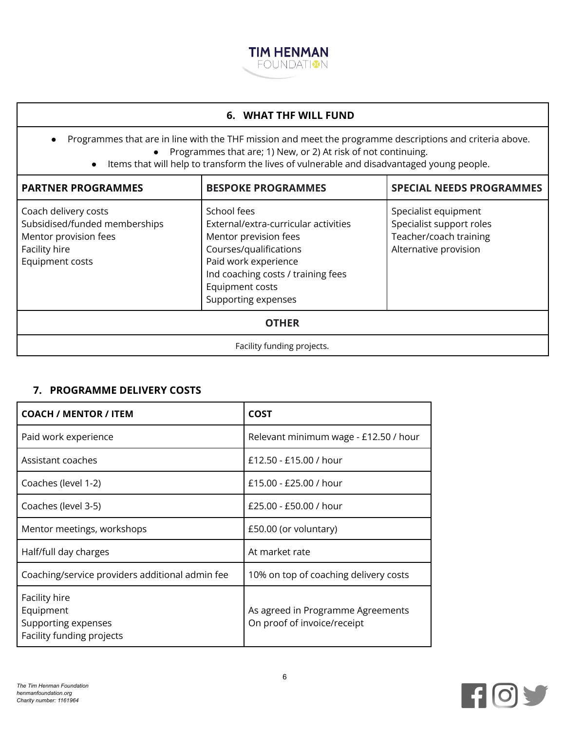## 6. WHAT THF WILL FUND

- Programmes that are in line with the THF mission and meet the programme descriptions and criteria above.
- Programmes that are; 1) New, or 2) At risk of not continuing.
- Items that will help to transform the lives of vulnerable and disadvantaged young people.

| PARTNER PROGRAMMES | BESPOKE PROGRAMMES | SPECIAL NEEDS PROGRAMMES |
|---|---|---|
| Coach delivery costs<br>Subsidised/funded memberships<br>Mentor provision fees<br>Facility hire<br>Equipment costs | School fees<br>External/extra-curricular activities<br>Mentor prevision fees<br>Courses/qualifications<br>Paid work experience<br>Ind coaching costs / training fees<br>Equipment costs<br>Supporting expenses | Specialist equipment<br>Specialist support roles<br>Teacher/coach training<br>Alternative provision |

**OTHER**

Facility funding projects.

## 7. PROGRAMME DELIVERY COSTS

| COACH / MENTOR / ITEM | COST |
|---|---|
| Paid work experience | Relevant minimum wage - £12.50 / hour |
| Assistant coaches | £12.50 - £15.00 / hour |
| Coaches (level 1-2) | £15.00 - £25.00 / hour |
| Coaches (level 3-5) | £25.00 - £50.00 / hour |
| Mentor meetings, workshops | £50.00 (or voluntary) |
| Half/full day charges | At market rate |
| Coaching/service providers additional admin fee | 10% on top of coaching delivery costs |
| Facility hire<br>Equipment<br>Supporting expenses<br>Facility funding projects | As agreed in Programme Agreements<br>On proof of invoice/receipt |